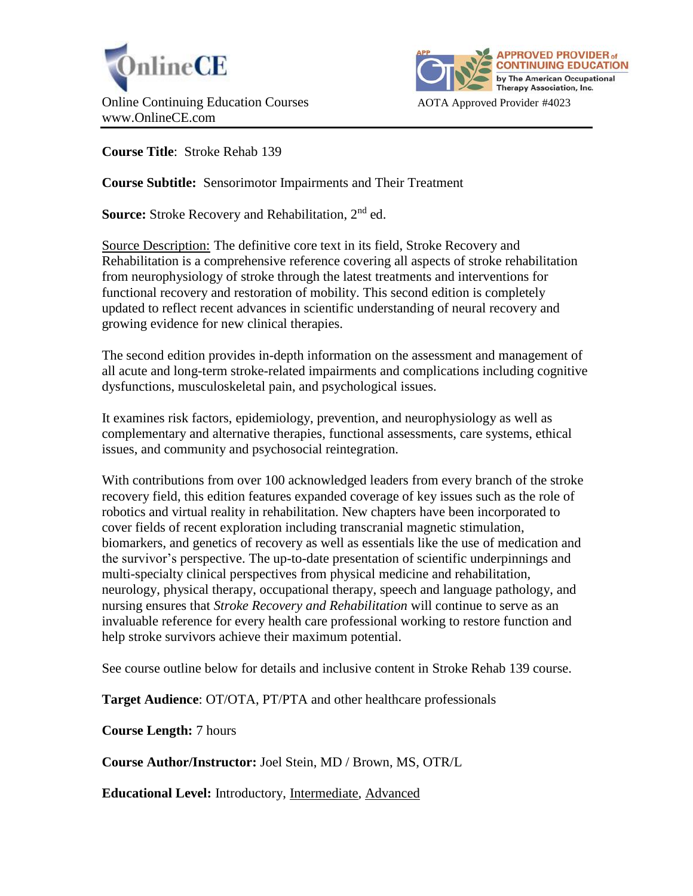OnlineCE

Online Continuing Education Courses
www.OnlineCE.com

APPROVED PROVIDER of CONTINUING EDUCATION by The American Occupational Therapy Association, Inc.

AOTA Approved Provider #4023

**Course Title**: Stroke Rehab 139

**Course Subtitle:** Sensorimotor Impairments and Their Treatment

**Source:** Stroke Recovery and Rehabilitation, 2nd ed.

Source Description: The definitive core text in its field, Stroke Recovery and Rehabilitation is a comprehensive reference covering all aspects of stroke rehabilitation from neurophysiology of stroke through the latest treatments and interventions for functional recovery and restoration of mobility. This second edition is completely updated to reflect recent advances in scientific understanding of neural recovery and growing evidence for new clinical therapies.

The second edition provides in-depth information on the assessment and management of all acute and long-term stroke-related impairments and complications including cognitive dysfunctions, musculoskeletal pain, and psychological issues.

It examines risk factors, epidemiology, prevention, and neurophysiology as well as complementary and alternative therapies, functional assessments, care systems, ethical issues, and community and psychosocial reintegration.

With contributions from over 100 acknowledged leaders from every branch of the stroke recovery field, this edition features expanded coverage of key issues such as the role of robotics and virtual reality in rehabilitation. New chapters have been incorporated to cover fields of recent exploration including transcranial magnetic stimulation, biomarkers, and genetics of recovery as well as essentials like the use of medication and the survivor's perspective. The up-to-date presentation of scientific underpinnings and multi-specialty clinical perspectives from physical medicine and rehabilitation, neurology, physical therapy, occupational therapy, speech and language pathology, and nursing ensures that *Stroke Recovery and Rehabilitation* will continue to serve as an invaluable reference for every health care professional working to restore function and help stroke survivors achieve their maximum potential.

See course outline below for details and inclusive content in Stroke Rehab 139 course.

**Target Audience**: OT/OTA, PT/PTA and other healthcare professionals

**Course Length:** 7 hours

**Course Author/Instructor:** Joel Stein, MD / Brown, MS, OTR/L

**Educational Level:** Introductory, Intermediate, Advanced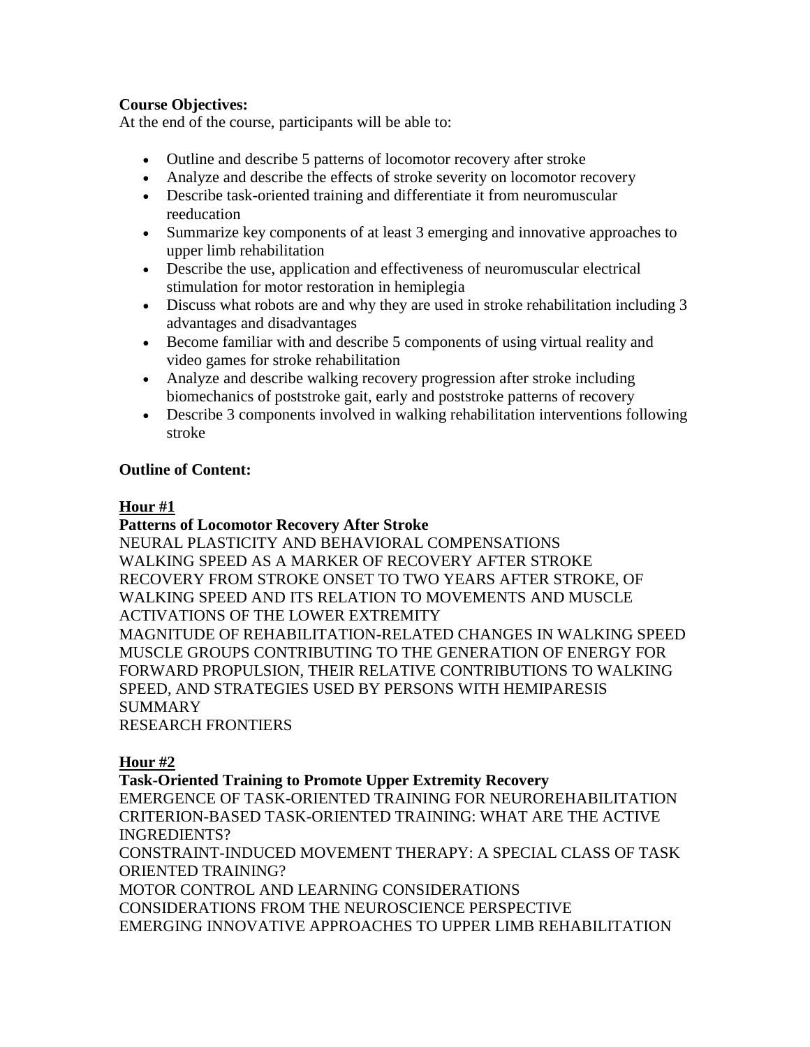**Course Objectives:**
At the end of the course, participants will be able to:

- Outline and describe 5 patterns of locomotor recovery after stroke
- Analyze and describe the effects of stroke severity on locomotor recovery
- Describe task-oriented training and differentiate it from neuromuscular reeducation
- Summarize key components of at least 3 emerging and innovative approaches to upper limb rehabilitation
- Describe the use, application and effectiveness of neuromuscular electrical stimulation for motor restoration in hemiplegia
- Discuss what robots are and why they are used in stroke rehabilitation including 3 advantages and disadvantages
- Become familiar with and describe 5 components of using virtual reality and video games for stroke rehabilitation
- Analyze and describe walking recovery progression after stroke including biomechanics of poststroke gait, early and poststroke patterns of recovery
- Describe 3 components involved in walking rehabilitation interventions following stroke

**Outline of Content:**

**<u>Hour #1</u>**

**Patterns of Locomotor Recovery After Stroke**

NEURAL PLASTICITY AND BEHAVIORAL COMPENSATIONS
WALKING SPEED AS A MARKER OF RECOVERY AFTER STROKE
RECOVERY FROM STROKE ONSET TO TWO YEARS AFTER STROKE, OF WALKING SPEED AND ITS RELATION TO MOVEMENTS AND MUSCLE ACTIVATIONS OF THE LOWER EXTREMITY
MAGNITUDE OF REHABILITATION-RELATED CHANGES IN WALKING SPEED
MUSCLE GROUPS CONTRIBUTING TO THE GENERATION OF ENERGY FOR FORWARD PROPULSION, THEIR RELATIVE CONTRIBUTIONS TO WALKING SPEED, AND STRATEGIES USED BY PERSONS WITH HEMIPARESIS
SUMMARY
RESEARCH FRONTIERS

**<u>Hour #2</u>**

**Task-Oriented Training to Promote Upper Extremity Recovery**

EMERGENCE OF TASK-ORIENTED TRAINING FOR NEUROREHABILITATION
CRITERION-BASED TASK-ORIENTED TRAINING: WHAT ARE THE ACTIVE INGREDIENTS?
CONSTRAINT-INDUCED MOVEMENT THERAPY: A SPECIAL CLASS OF TASK ORIENTED TRAINING?
MOTOR CONTROL AND LEARNING CONSIDERATIONS
CONSIDERATIONS FROM THE NEUROSCIENCE PERSPECTIVE
EMERGING INNOVATIVE APPROACHES TO UPPER LIMB REHABILITATION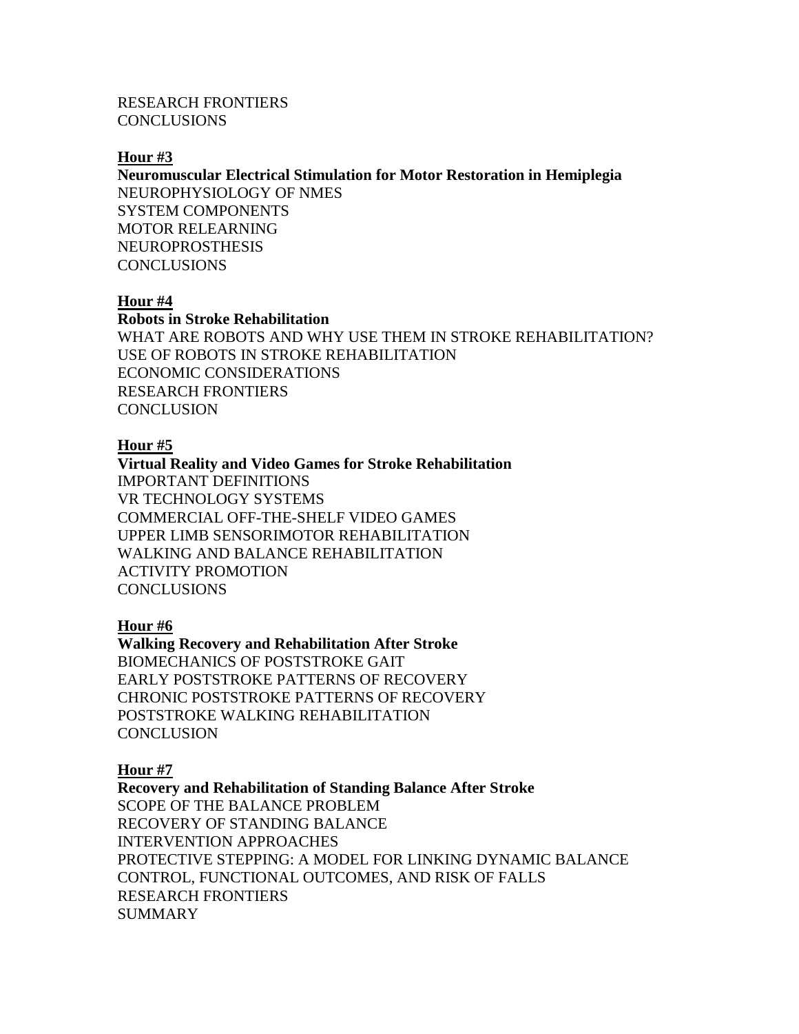RESEARCH FRONTIERS
CONCLUSIONS

**Hour #3**

**Neuromuscular Electrical Stimulation for Motor Restoration in Hemiplegia**
NEUROPHYSIOLOGY OF NMES
SYSTEM COMPONENTS
MOTOR RELEARNING
NEUROPROSTHESIS
CONCLUSIONS

**Hour #4**

**Robots in Stroke Rehabilitation**
WHAT ARE ROBOTS AND WHY USE THEM IN STROKE REHABILITATION?
USE OF ROBOTS IN STROKE REHABILITATION
ECONOMIC CONSIDERATIONS
RESEARCH FRONTIERS
CONCLUSION

**Hour #5**

**Virtual Reality and Video Games for Stroke Rehabilitation**
IMPORTANT DEFINITIONS
VR TECHNOLOGY SYSTEMS
COMMERCIAL OFF-THE-SHELF VIDEO GAMES
UPPER LIMB SENSORIMOTOR REHABILITATION
WALKING AND BALANCE REHABILITATION
ACTIVITY PROMOTION
CONCLUSIONS

**Hour #6**

**Walking Recovery and Rehabilitation After Stroke**
BIOMECHANICS OF POSTSTROKE GAIT
EARLY POSTSTROKE PATTERNS OF RECOVERY
CHRONIC POSTSTROKE PATTERNS OF RECOVERY
POSTSTROKE WALKING REHABILITATION
CONCLUSION

**Hour #7**

**Recovery and Rehabilitation of Standing Balance After Stroke**
SCOPE OF THE BALANCE PROBLEM
RECOVERY OF STANDING BALANCE
INTERVENTION APPROACHES
PROTECTIVE STEPPING: A MODEL FOR LINKING DYNAMIC BALANCE CONTROL, FUNCTIONAL OUTCOMES, AND RISK OF FALLS
RESEARCH FRONTIERS
SUMMARY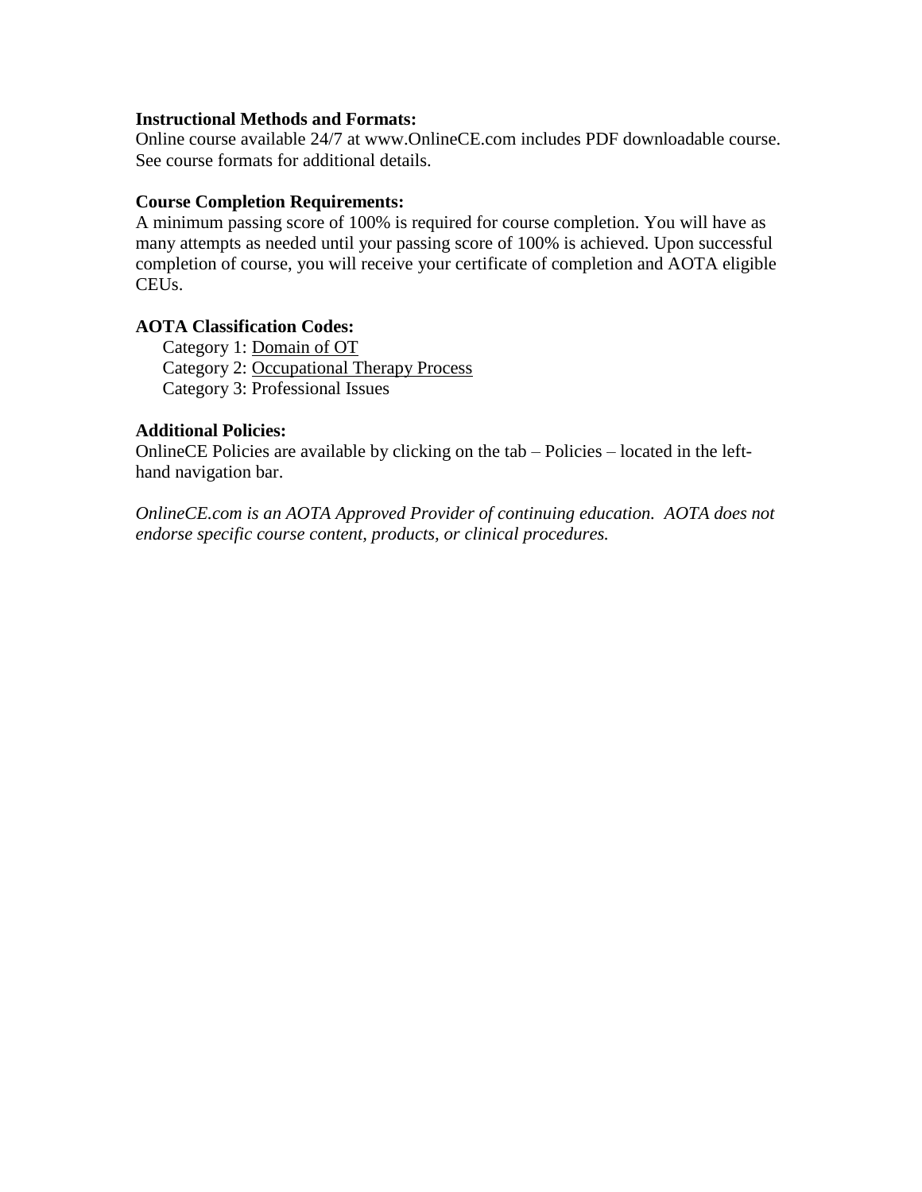**Instructional Methods and Formats:**
Online course available 24/7 at www.OnlineCE.com includes PDF downloadable course. See course formats for additional details.

**Course Completion Requirements:**
A minimum passing score of 100% is required for course completion. You will have as many attempts as needed until your passing score of 100% is achieved. Upon successful completion of course, you will receive your certificate of completion and AOTA eligible CEUs.

**AOTA Classification Codes:**

Category 1: Domain of OT
Category 2: Occupational Therapy Process
Category 3: Professional Issues

**Additional Policies:**
OnlineCE Policies are available by clicking on the tab – Policies – located in the left-hand navigation bar.

*OnlineCE.com is an AOTA Approved Provider of continuing education. AOTA does not endorse specific course content, products, or clinical procedures.*